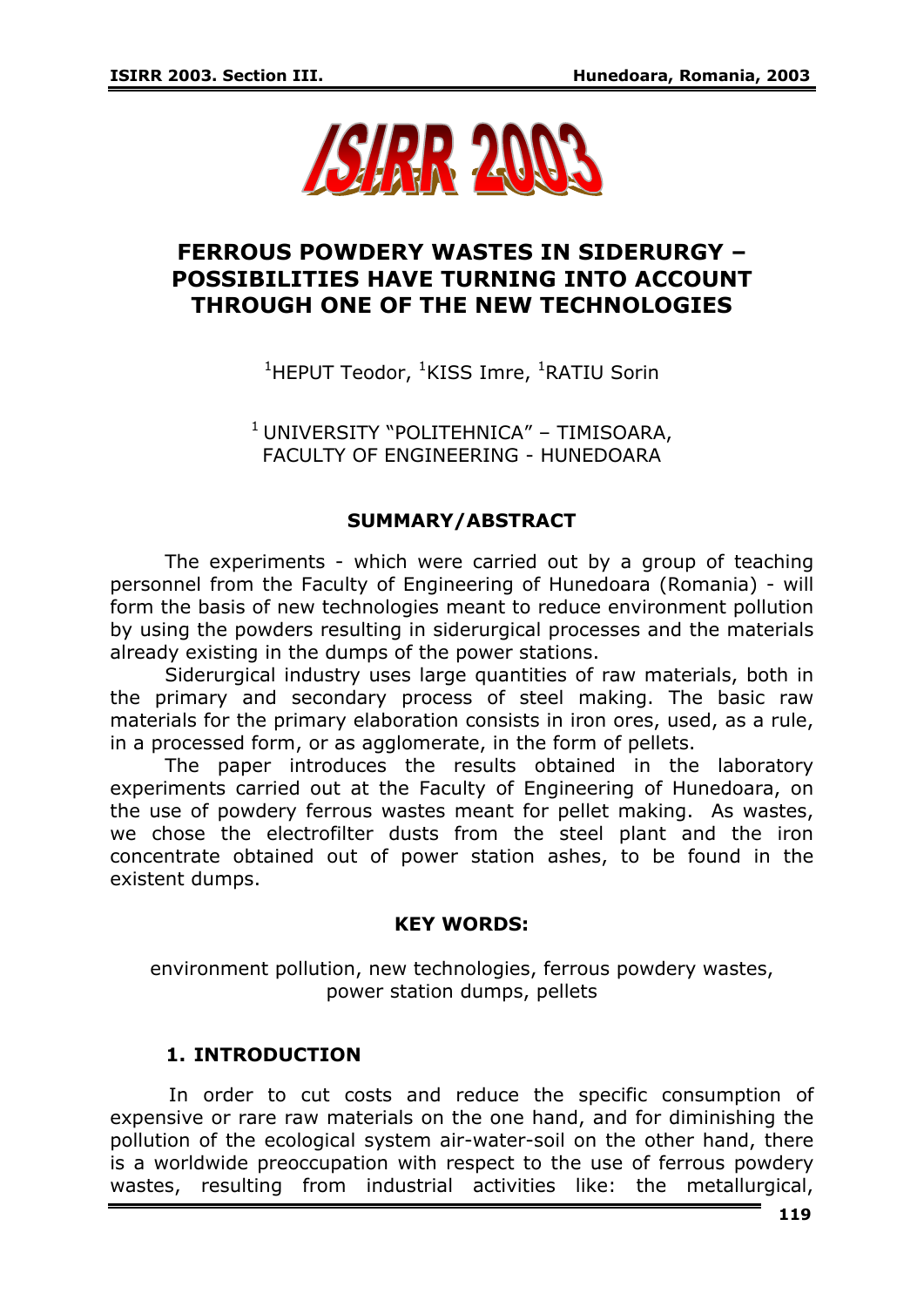# FERROUS POWDERY WASTES IN SIDERURGY – POSSIBILITIES HAVE TURNING INTO ACCOUNT THROUGH ONE OF THE NEW TECHNOLOGIES

[1]HEPUT Teodor, [1]KISS Imre, [1]RATIU Sorin

[1] UNIVERSITY "POLITEHNICA" – TIMISOARA, FACULTY OF ENGINEERING - HUNEDOARA

## SUMMARY/ABSTRACT

The experiments - which were carried out by a group of teaching personnel from the Faculty of Engineering of Hunedoara (Romania) - will form the basis of new technologies meant to reduce environment pollution by using the powders resulting in siderurgical processes and the materials already existing in the dumps of the power stations.

Siderurgical industry uses large quantities of raw materials, both in the primary and secondary process of steel making. The basic raw materials for the primary elaboration consists in iron ores, used, as a rule, in a processed form, or as agglomerate, in the form of pellets.

The paper introduces the results obtained in the laboratory experiments carried out at the Faculty of Engineering of Hunedoara, on the use of powdery ferrous wastes meant for pellet making. As wastes, we chose the electrofilter dusts from the steel plant and the iron concentrate obtained out of power station ashes, to be found in the existent dumps.

**KEY WORDS:**

environment pollution, new technologies, ferrous powdery wastes, power station dumps, pellets

## 1. INTRODUCTION

In order to cut costs and reduce the specific consumption of expensive or rare raw materials on the one hand, and for diminishing the pollution of the ecological system air-water-soil on the other hand, there is a worldwide preoccupation with respect to the use of ferrous powdery wastes, resulting from industrial activities like: the metallurgical,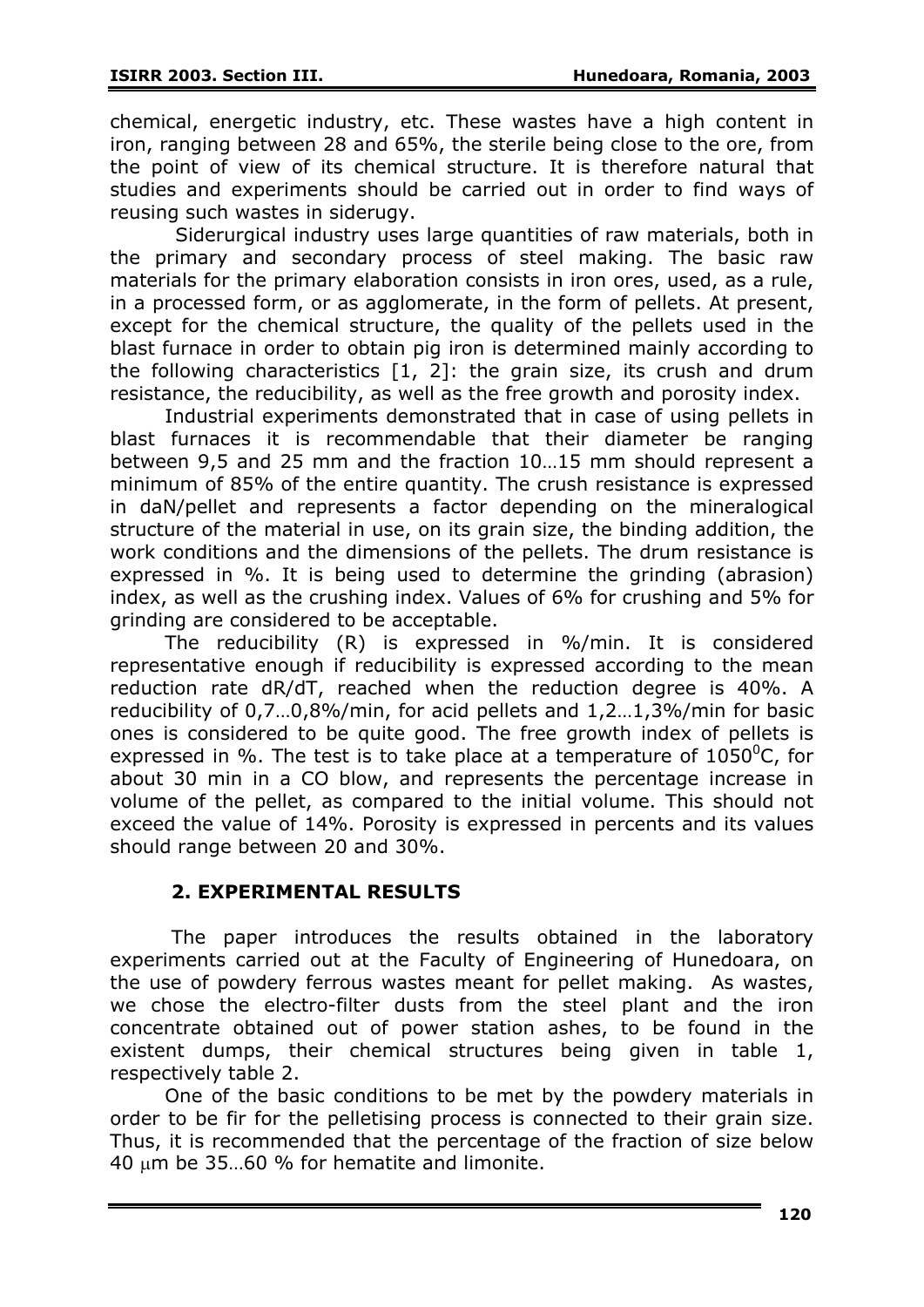chemical, energetic industry, etc. These wastes have a high content in iron, ranging between 28 and 65%, the sterile being close to the ore, from the point of view of its chemical structure. It is therefore natural that studies and experiments should be carried out in order to find ways of reusing such wastes in siderugy.

Siderurgical industry uses large quantities of raw materials, both in the primary and secondary process of steel making. The basic raw materials for the primary elaboration consists in iron ores, used, as a rule, in a processed form, or as agglomerate, in the form of pellets. At present, except for the chemical structure, the quality of the pellets used in the blast furnace in order to obtain pig iron is determined mainly according to the following characteristics [1, 2]: the grain size, its crush and drum resistance, the reducibility, as well as the free growth and porosity index.

Industrial experiments demonstrated that in case of using pellets in blast furnaces it is recommendable that their diameter be ranging between 9,5 and 25 mm and the fraction 10…15 mm should represent a minimum of 85% of the entire quantity. The crush resistance is expressed in daN/pellet and represents a factor depending on the mineralogical structure of the material in use, on its grain size, the binding addition, the work conditions and the dimensions of the pellets. The drum resistance is expressed in %. It is being used to determine the grinding (abrasion) index, as well as the crushing index. Values of 6% for crushing and 5% for grinding are considered to be acceptable.

The reducibility (R) is expressed in %/min. It is considered representative enough if reducibility is expressed according to the mean reduction rate $dR/dT$, reached when the reduction degree is 40%. A reducibility of 0,7…0,8%/min, for acid pellets and 1,2…1,3%/min for basic ones is considered to be quite good. The free growth index of pellets is expressed in %. The test is to take place at a temperature of $1050^0$C, for about 30 min in a CO blow, and represents the percentage increase in volume of the pellet, as compared to the initial volume. This should not exceed the value of 14%. Porosity is expressed in percents and its values should range between 20 and 30%.

## 2. EXPERIMENTAL RESULTS

The paper introduces the results obtained in the laboratory experiments carried out at the Faculty of Engineering of Hunedoara, on the use of powdery ferrous wastes meant for pellet making. As wastes, we chose the electro-filter dusts from the steel plant and the iron concentrate obtained out of power station ashes, to be found in the existent dumps, their chemical structures being given in table 1, respectively table 2.

One of the basic conditions to be met by the powdery materials in order to be fir for the pelletising process is connected to their grain size. Thus, it is recommended that the percentage of the fraction of size below 40 μm be 35…60 % for hematite and limonite.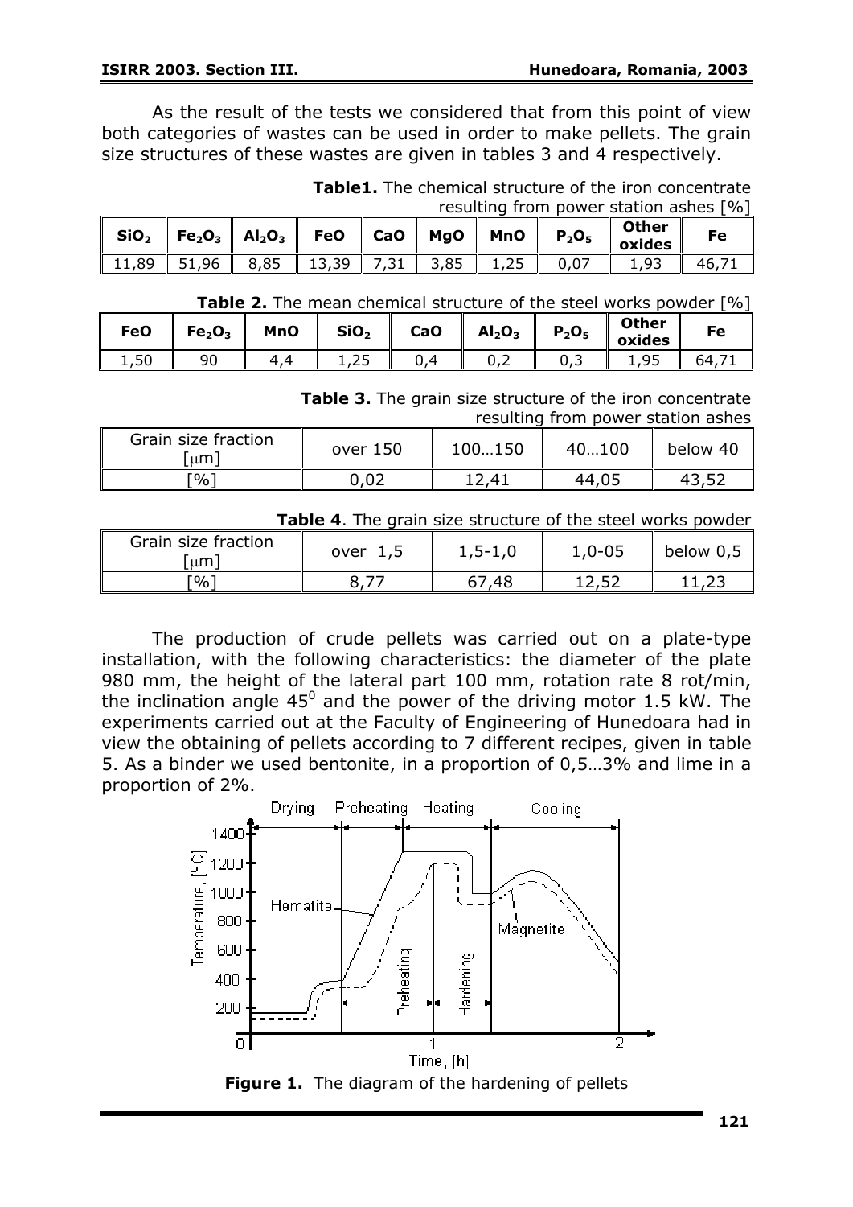As the result of the tests we considered that from this point of view both categories of wastes can be used in order to make pellets. The grain size structures of these wastes are given in tables 3 and 4 respectively.

**Table1.** The chemical structure of the iron concentrate resulting from power station ashes [%]

| $SiO_2$ | $Fe_2O_3$ | $Al_2O_3$ | FeO | CaO | MgO | MnO | $P_2O_5$ | Other oxides | Fe |
|---|---|---|---|---|---|---|---|---|---|
| 11,89 | 51,96 | 8,85 | 13,39 | 7,31 | 3,85 | 1,25 | 0,07 | 1,93 | 46,71 |

**Table 2.** The mean chemical structure of the steel works powder [%]

| FeO | $Fe_2O_3$ | MnO | $SiO_2$ | CaO | $Al_2O_3$ | $P_2O_5$ | Other oxides | Fe |
|---|---|---|---|---|---|---|---|---|
| 1,50 | 90 | 4,4 | 1,25 | 0,4 | 0,2 | 0,3 | 1,95 | 64,71 |

**Table 3.** The grain size structure of the iron concentrate resulting from power station ashes

| Grain size fraction [μm] | over 150 | 100…150 | 40…100 | below 40 |
|---|---|---|---|---|
| [%] | 0,02 | 12,41 | 44,05 | 43,52 |

**Table 4**. The grain size structure of the steel works powder

| Grain size fraction [μm] | over 1,5 | 1,5-1,0 | 1,0-05 | below 0,5 |
|---|---|---|---|---|
| [%] | 8,77 | 67,48 | 12,52 | 11,23 |

The production of crude pellets was carried out on a plate-type installation, with the following characteristics: the diameter of the plate 980 mm, the height of the lateral part 100 mm, rotation rate 8 rot/min, the inclination angle $45^0$ and the power of the driving motor 1.5 kW. The experiments carried out at the Faculty of Engineering of Hunedoara had in view the obtaining of pellets according to 7 different recipes, given in table 5. As a binder we used bentonite, in a proportion of 0,5…3% and lime in a proportion of 2%.

**Figure 1.** The diagram of the hardening of pellets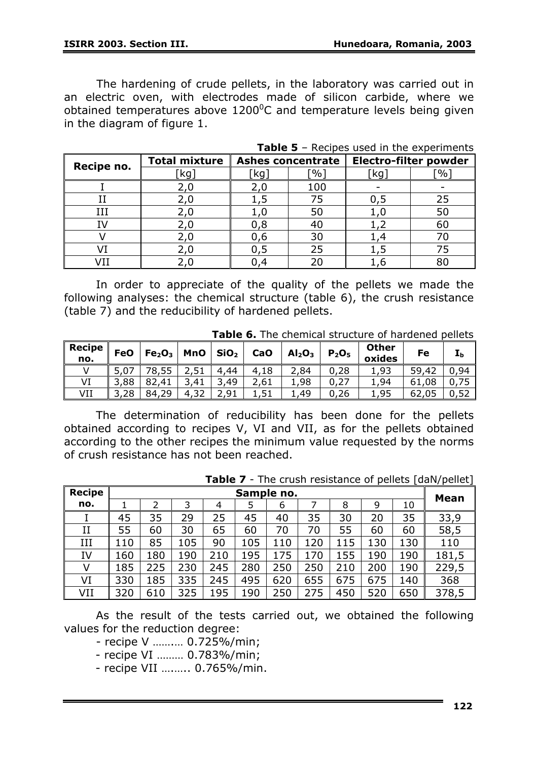The hardening of crude pellets, in the laboratory was carried out in an electric oven, with electrodes made of silicon carbide, where we obtained temperatures above 1200$^0$C and temperature levels being given in the diagram of figure 1.

**Table 5** – Recipes used in the experiments

| Recipe no. | Total mixture | Ashes concentrate | | Electro-filter powder | |
|---|---|---|---|---|---|
| | [kg] | [kg] | [%] | [kg] | [%] |
| I | 2,0 | 2,0 | 100 | - | - |
| II | 2,0 | 1,5 | 75 | 0,5 | 25 |
| III | 2,0 | 1,0 | 50 | 1,0 | 50 |
| IV | 2,0 | 0,8 | 40 | 1,2 | 60 |
| V | 2,0 | 0,6 | 30 | 1,4 | 70 |
| VI | 2,0 | 0,5 | 25 | 1,5 | 75 |
| VII | 2,0 | 0,4 | 20 | 1,6 | 80 |

In order to appreciate of the quality of the pellets we made the following analyses: the chemical structure (table 6), the crush resistance (table 7) and the reducibility of hardened pellets.

**Table 6.** The chemical structure of hardened pellets

| Recipe no. | FeO | $Fe_2O_3$ | MnO | $SiO_2$ | CaO | $Al_2O_3$ | $P_2O_5$ | Other oxides | Fe | $I_b$ |
|---|---|---|---|---|---|---|---|---|---|---|
| V | 5,07 | 78,55 | 2,51 | 4,44 | 4,18 | 2,84 | 0,28 | 1,93 | 59,42 | 0,94 |
| VI | 3,88 | 82,41 | 3,41 | 3,49 | 2,61 | 1,98 | 0,27 | 1,94 | 61,08 | 0,75 |
| VII | 3,28 | 84,29 | 4,32 | 2,91 | 1,51 | 1,49 | 0,26 | 1,95 | 62,05 | 0,52 |

The determination of reducibility has been done for the pellets obtained according to recipes V, VI and VII, as for the pellets obtained according to the other recipes the minimum value requested by the norms of crush resistance has not been reached.

**Table 7** - The crush resistance of pellets [daN/pellet]

| Recipe no. | Sample no. | | | | | | | | | | Mean |
|---|---|---|---|---|---|---|---|---|---|---|---|
| | 1 | 2 | 3 | 4 | 5 | 6 | 7 | 8 | 9 | 10 | |
| I | 45 | 35 | 29 | 25 | 45 | 40 | 35 | 30 | 20 | 35 | 33,9 |
| II | 55 | 60 | 30 | 65 | 60 | 70 | 70 | 55 | 60 | 60 | 58,5 |
| III | 110 | 85 | 105 | 90 | 105 | 110 | 120 | 115 | 130 | 130 | 110 |
| IV | 160 | 180 | 190 | 210 | 195 | 175 | 170 | 155 | 190 | 190 | 181,5 |
| V | 185 | 225 | 230 | 245 | 280 | 250 | 250 | 210 | 200 | 190 | 229,5 |
| VI | 330 | 185 | 335 | 245 | 495 | 620 | 655 | 675 | 675 | 140 | 368 |
| VII | 320 | 610 | 325 | 195 | 190 | 250 | 275 | 450 | 520 | 650 | 378,5 |

As the result of the tests carried out, we obtained the following values for the reduction degree:

- recipe V …….… 0.725%/min;
- recipe VI ……… 0.783%/min;
- recipe VII …….. 0.765%/min.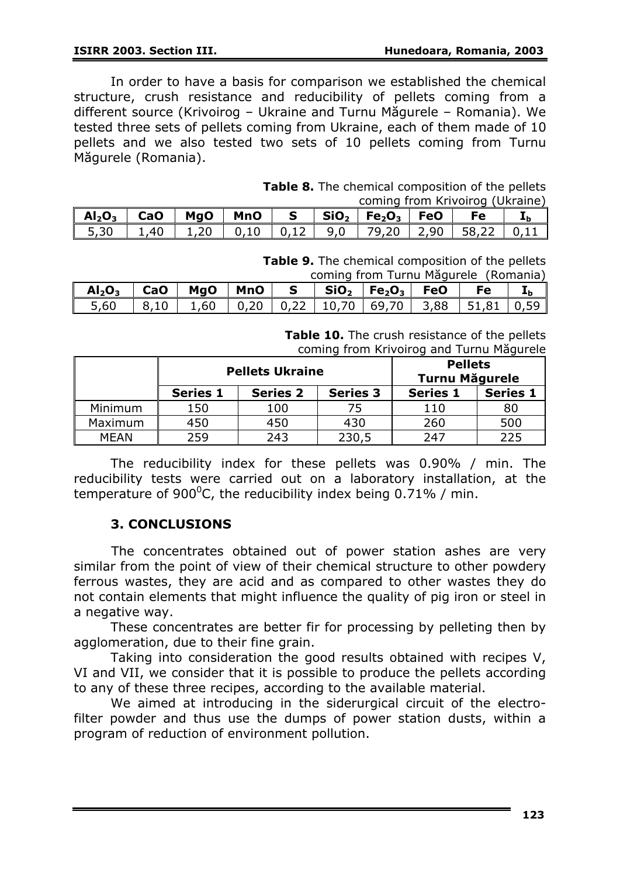In order to have a basis for comparison we established the chemical structure, crush resistance and reducibility of pellets coming from a different source (Krivoirog – Ukraine and Turnu Măgurele – Romania). We tested three sets of pellets coming from Ukraine, each of them made of 10 pellets and we also tested two sets of 10 pellets coming from Turnu Măgurele (Romania).

**Table 8.** The chemical composition of the pellets coming from Krivoirog (Ukraine)

| $Al_2O_3$ | CaO | MgO | MnO | S | $SiO_2$ | $Fe_2O_3$ | FeO | Fe | $I_b$ |
|---|---|---|---|---|---|---|---|---|---|
| 5,30 | 1,40 | 1,20 | 0,10 | 0,12 | 9,0 | 79,20 | 2,90 | 58,22 | 0,11 |

**Table 9.** The chemical composition of the pellets coming from Turnu Măgurele (Romania)

| $Al_2O_3$ | CaO | MgO | MnO | S | $SiO_2$ | $Fe_2O_3$ | FeO | Fe | $I_b$ |
|---|---|---|---|---|---|---|---|---|---|
| 5,60 | 8,10 | 1,60 | 0,20 | 0,22 | 10,70 | 69,70 | 3,88 | 51,81 | 0,59 |

**Table 10.** The crush resistance of the pellets coming from Krivoirog and Turnu Măgurele

| | **Pellets Ukraine** | | | **Pellets Turnu Măgurele** | |
|---|---|---|---|---|---|
| | **Series 1** | **Series 2** | **Series 3** | **Series 1** | **Series 1** |
| Minimum | 150 | 100 | 75 | 110 | 80 |
| Maximum | 450 | 450 | 430 | 260 | 500 |
| MEAN | 259 | 243 | 230,5 | 247 | 225 |

The reducibility index for these pellets was 0.90% / min. The reducibility tests were carried out on a laboratory installation, at the temperature of $900^0$C, the reducibility index being 0.71% / min.

## 3. CONCLUSIONS

The concentrates obtained out of power station ashes are very similar from the point of view of their chemical structure to other powdery ferrous wastes, they are acid and as compared to other wastes they do not contain elements that might influence the quality of pig iron or steel in a negative way.

These concentrates are better fir for processing by pelleting then by agglomeration, due to their fine grain.

Taking into consideration the good results obtained with recipes V, VI and VII, we consider that it is possible to produce the pellets according to any of these three recipes, according to the available material.

We aimed at introducing in the siderurgical circuit of the electro-filter powder and thus use the dumps of power station dusts, within a program of reduction of environment pollution.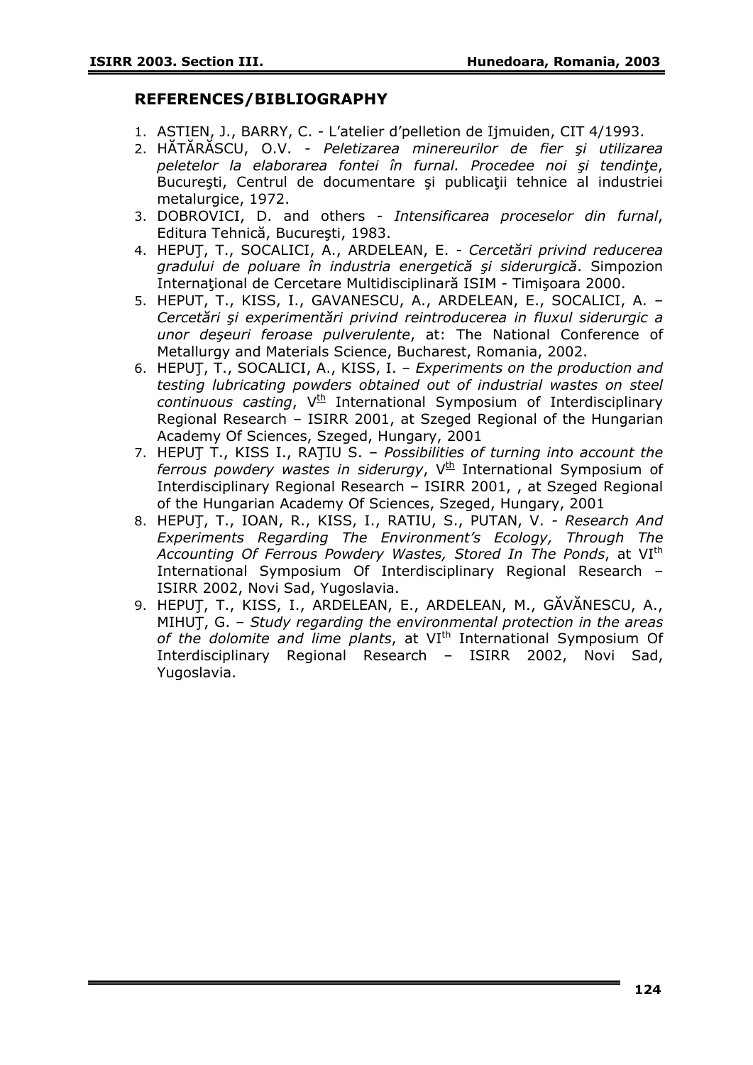## REFERENCES/BIBLIOGRAPHY

1. ASTIEN, J., BARRY, C. - L'atelier d'pelletion de Ijmuiden, CIT 4/1993.
2. HĂTĂRĂSCU, O.V. - *Peletizarea minereurilor de fier şi utilizarea peletelor la elaborarea fontei în furnal. Procedee noi şi tendinţe*, Bucureşti, Centrul de documentare şi publicaţii tehnice al industriei metalurgice, 1972.
3. DOBROVICI, D. and others - *Intensificarea proceselor din furnal*, Editura Tehnică, Bucureşti, 1983.
4. HEPUŢ, T., SOCALICI, A., ARDELEAN, E. - *Cercetări privind reducerea gradului de poluare în industria energetică şi siderurgică*. Simpozion Internaţional de Cercetare Multidisciplinară ISIM - Timişoara 2000.
5. HEPUT, T., KISS, I., GAVANESCU, A., ARDELEAN, E., SOCALICI, A. – *Cercetări şi experimentări privind reintroducerea in fluxul siderurgic a unor deşeuri feroase pulverulente*, at: The National Conference of Metallurgy and Materials Science, Bucharest, Romania, 2002.
6. HEPUŢ, T., SOCALICI, A., KISS, I. – *Experiments on the production and testing lubricating powders obtained out of industrial wastes on steel continuous casting*, V[th] International Symposium of Interdisciplinary Regional Research – ISIRR 2001, at Szeged Regional of the Hungarian Academy Of Sciences, Szeged, Hungary, 2001
7. HEPUŢ T., KISS I., RAŢIU S. – *Possibilities of turning into account the ferrous powdery wastes in siderurgy*, V[th] International Symposium of Interdisciplinary Regional Research – ISIRR 2001, , at Szeged Regional of the Hungarian Academy Of Sciences, Szeged, Hungary, 2001
8. HEPUŢ, T., IOAN, R., KISS, I., RATIU, S., PUTAN, V. - *Research And Experiments Regarding The Environment's Ecology, Through The Accounting Of Ferrous Powdery Wastes, Stored In The Ponds*, at VI[th] International Symposium Of Interdisciplinary Regional Research – ISIRR 2002, Novi Sad, Yugoslavia.
9. HEPUŢ, T., KISS, I., ARDELEAN, E., ARDELEAN, M., GĂVĂNESCU, A., MIHUŢ, G. – *Study regarding the environmental protection in the areas of the dolomite and lime plants*, at VI[th] International Symposium Of Interdisciplinary Regional Research – ISIRR 2002, Novi Sad, Yugoslavia.